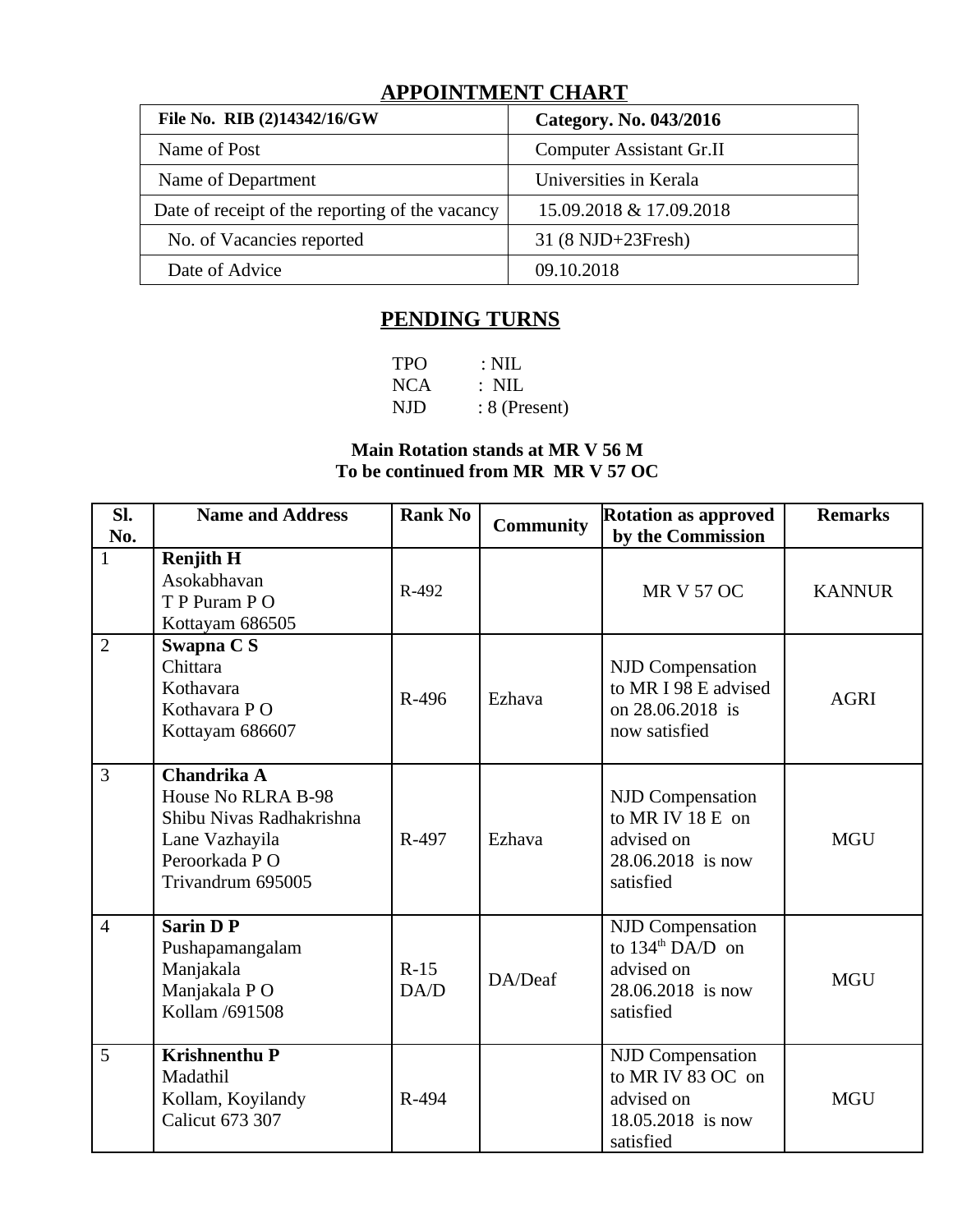## APPOINTMENT CHART

| File No. RIB (2)14342/16/GW | Category. No. 043/2016 |
|---|---|
| Name of Post | Computer Assistant Gr.II |
| Name of Department | Universities in Kerala |
| Date of receipt of the reporting of the vacancy | 15.09.2018 & 17.09.2018 |
| No. of Vacancies reported | 31 (8 NJD+23Fresh) |
| Date of Advice | 09.10.2018 |

## PENDING TURNS

TPO : NIL
NCA : NIL
NJD : 8 (Present)

**Main Rotation stands at MR V 56 M**
**To be continued from MR MR V 57 OC**

| Sl. No. | Name and Address | Rank No | Community | Rotation as approved by the Commission | Remarks |
|---|---|---|---|---|---|
| 1 | **Renjith H**<br>Asokabhavan<br>T P Puram P O<br>Kottayam 686505 | R-492 | | MR V 57 OC | KANNUR |
| 2 | **Swapna C S**<br>Chittara<br>Kothavara<br>Kothavara P O<br>Kottayam 686607 | R-496 | Ezhava | NJD Compensation to MR I 98 E advised on 28.06.2018 is now satisfied | AGRI |
| 3 | **Chandrika A**<br>House No RLRA B-98<br>Shibu Nivas Radhakrishna Lane Vazhayila<br>Peroorkada P O<br>Trivandrum 695005 | R-497 | Ezhava | NJD Compensation to MR IV 18 E on advised on 28.06.2018 is now satisfied | MGU |
| 4 | **Sarin D P**<br>Pushapamangalam<br>Manjakala<br>Manjakala P O<br>Kollam /691508 | R-15 DA/D | DA/Deaf | NJD Compensation to 134th DA/D on advised on 28.06.2018 is now satisfied | MGU |
| 5 | **Krishnenthu P**<br>Madathil<br>Kollam, Koyilandy<br>Calicut 673 307 | R-494 | | NJD Compensation to MR IV 83 OC on advised on 18.05.2018 is now satisfied | MGU |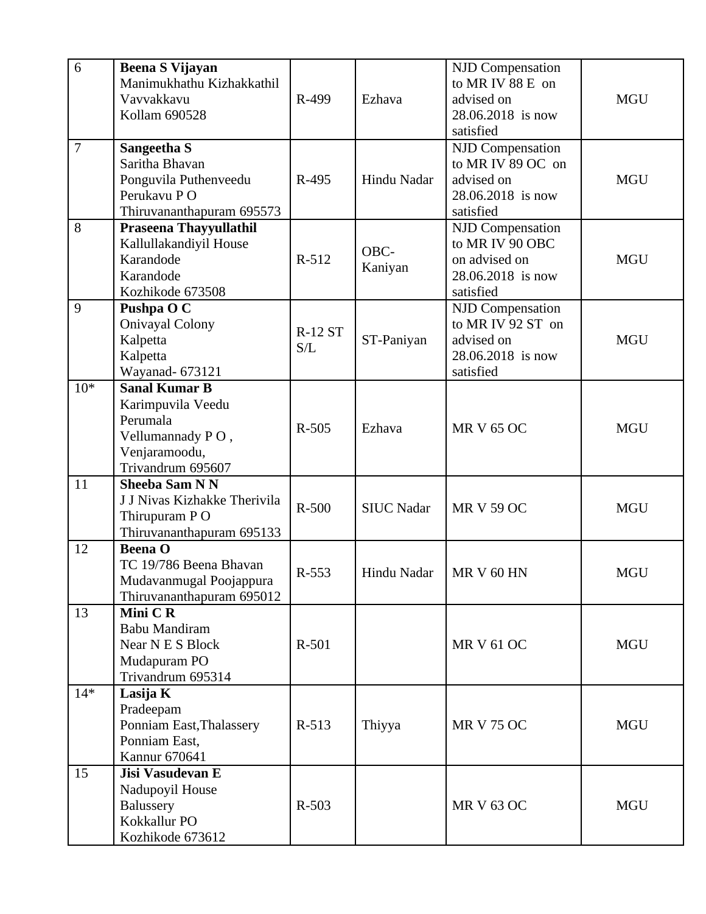| 6 | **Beena S Vijayan**<br>Manimukhathu Kizhakkathil<br>Vavvakkavu<br>Kollam 690528 | R-499 | Ezhava | NJD Compensation to MR IV 88 E on advised on 28.06.2018 is now satisfied | MGU |
|---|---|---|---|---|---|
| 7 | **Sangeetha S**<br>Saritha Bhavan<br>Ponguvila Puthenveedu<br>Perukavu P O<br>Thiruvananthapuram 695573 | R-495 | Hindu Nadar | NJD Compensation to MR IV 89 OC on advised on 28.06.2018 is now satisfied | MGU |
| 8 | **Praseena Thayyullathil**<br>Kallullakandiyil House<br>Karandode<br>Karandode<br>Kozhikode 673508 | R-512 | OBC-Kaniyan | NJD Compensation to MR IV 90 OBC on advised on 28.06.2018 is now satisfied | MGU |
| 9 | **Pushpa O C**<br>Onivayal Colony<br>Kalpetta<br>Kalpetta<br>Wayanad- 673121 | R-12 ST S/L | ST-Paniyan | NJD Compensation to MR IV 92 ST on advised on 28.06.2018 is now satisfied | MGU |
| 10* | **Sanal Kumar B**<br>Karimpuvila Veedu<br>Perumala<br>Vellumannady P O ,<br>Venjaramoodu,<br>Trivandrum 695607 | R-505 | Ezhava | MR V 65 OC | MGU |
| 11 | **Sheeba Sam N N**<br>J J Nivas Kizhakke Therivila<br>Thirupuram P O<br>Thiruvananthapuram 695133 | R-500 | SIUC Nadar | MR V 59 OC | MGU |
| 12 | **Beena O**<br>TC 19/786 Beena Bhavan<br>Mudavanmugal Poojappura<br>Thiruvananthapuram 695012 | R-553 | Hindu Nadar | MR V 60 HN | MGU |
| 13 | **Mini C R**<br>Babu Mandiram<br>Near N E S Block<br>Mudapuram PO<br>Trivandrum 695314 | R-501 | | MR V 61 OC | MGU |
| 14* | **Lasija K**<br>Pradeepam<br>Ponniam East,Thalassery<br>Ponniam East,<br>Kannur 670641 | R-513 | Thiyya | MR V 75 OC | MGU |
| 15 | **Jisi Vasudevan E**<br>Nadupoyil House<br>Balussery<br>Kokkallur PO<br>Kozhikode 673612 | R-503 | | MR V 63 OC | MGU |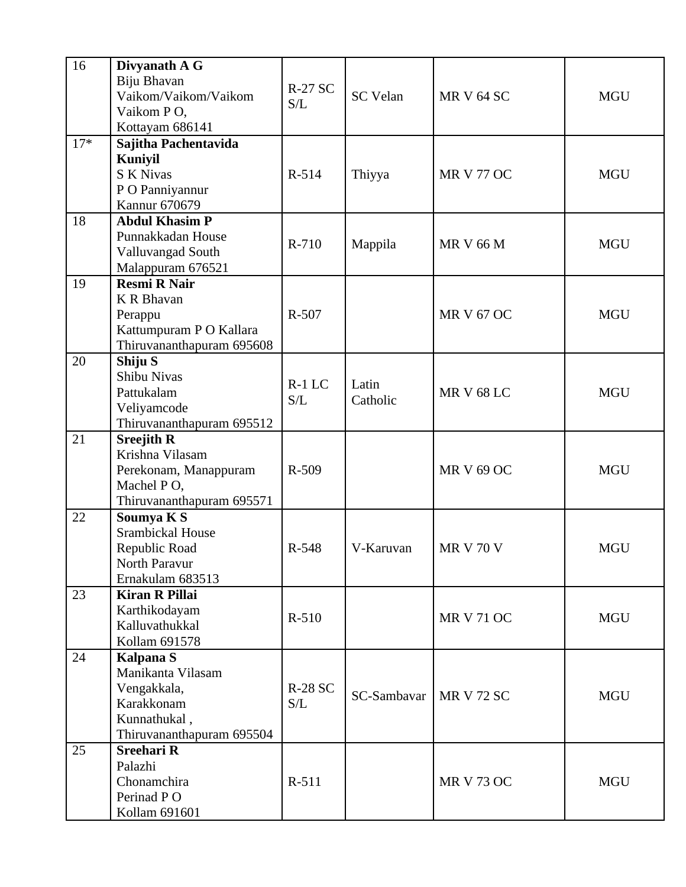| 16 | **Divyanath A G**<br>Biju Bhavan<br>Vaikom/Vaikom/Vaikom<br>Vaikom P O,<br>Kottayam 686141 | R-27 SC S/L | SC Velan | MR V 64 SC | MGU |
|---|---|---|---|---|---|
| 17* | **Sajitha Pachentavida Kuniyil**<br>S K Nivas<br>P O Panniyannur<br>Kannur 670679 | R-514 | Thiyya | MR V 77 OC | MGU |
| 18 | **Abdul Khasim P**<br>Punnakkadan House<br>Valluvangad South<br>Malappuram 676521 | R-710 | Mappila | MR V 66 M | MGU |
| 19 | **Resmi R Nair**<br>K R Bhavan<br>Perappu<br>Kattumpuram P O Kallara<br>Thiruvananthapuram 695608 | R-507 | | MR V 67 OC | MGU |
| 20 | **Shiju S**<br>Shibu Nivas<br>Pattukalam<br>Veliyamcode<br>Thiruvananthapuram 695512 | R-1 LC S/L | Latin Catholic | MR V 68 LC | MGU |
| 21 | **Sreejith R**<br>Krishna Vilasam<br>Perekonam, Manappuram<br>Machel P O,<br>Thiruvananthapuram 695571 | R-509 | | MR V 69 OC | MGU |
| 22 | **Soumya K S**<br>Srambickal House<br>Republic Road<br>North Paravur<br>Ernakulam 683513 | R-548 | V-Karuvan | MR V 70 V | MGU |
| 23 | **Kiran R Pillai**<br>Karthikodayam<br>Kalluvathukkal<br>Kollam 691578 | R-510 | | MR V 71 OC | MGU |
| 24 | **Kalpana S**<br>Manikanta Vilasam<br>Vengakkala,<br>Karakkonam<br>Kunnathukal ,<br>Thiruvananthapuram 695504 | R-28 SC S/L | SC-Sambavar | MR V 72 SC | MGU |
| 25 | **Sreehari R**<br>Palazhi<br>Chonamchira<br>Perinad P O<br>Kollam 691601 | R-511 | | MR V 73 OC | MGU |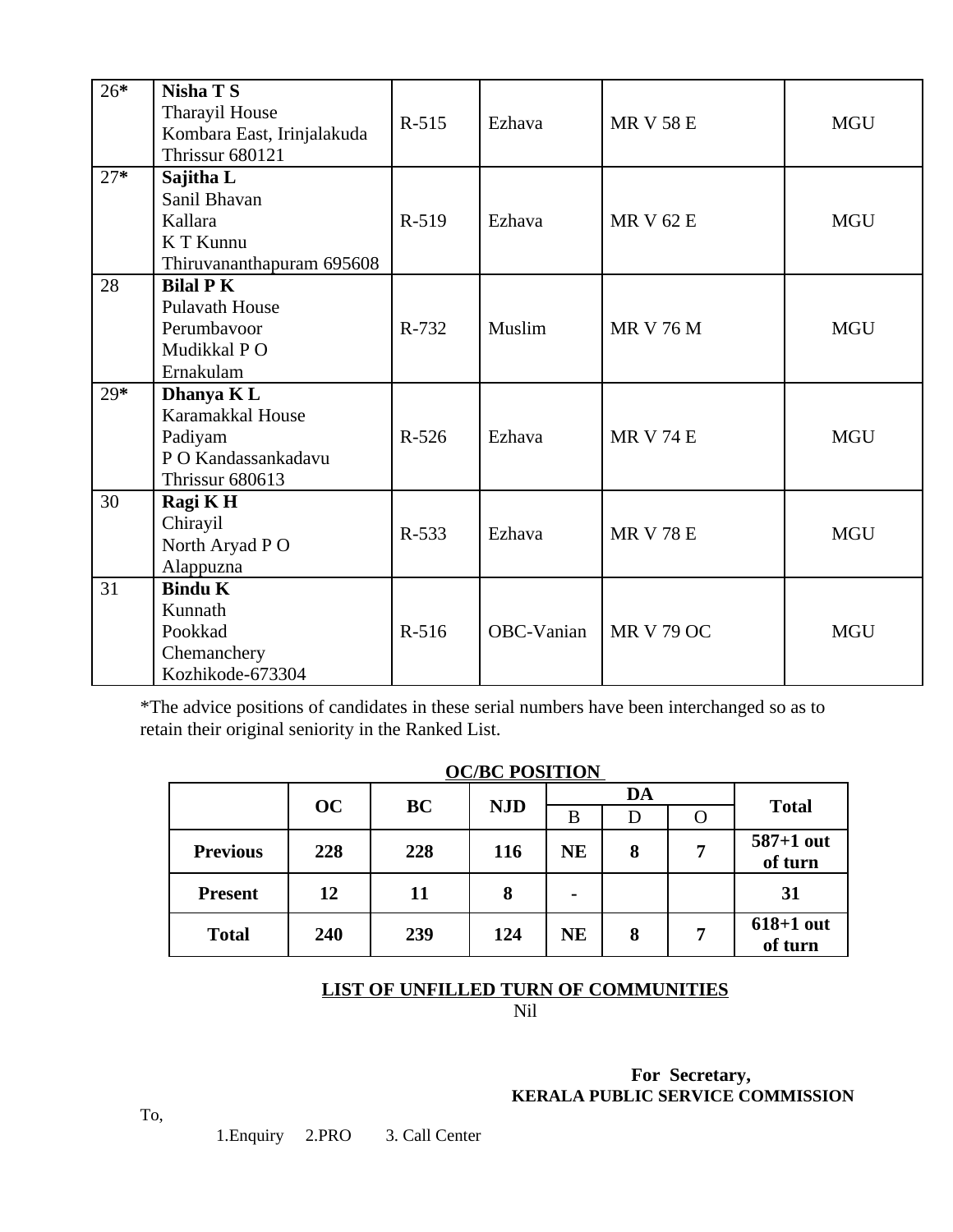| | | | | | |
|---|---|---|---|---|---|
| 26* | **Nisha T S**<br>Tharayil House<br>Kombara East, Irinjalakuda<br>Thrissur 680121 | R-515 | Ezhava | MR V 58 E | MGU |
| 27* | **Sajitha L**<br>Sanil Bhavan<br>Kallara<br>K T Kunnu<br>Thiruvananthapuram 695608 | R-519 | Ezhava | MR V 62 E | MGU |
| 28 | **Bilal P K**<br>Pulavath House<br>Perumbavoor<br>Mudikkal P O<br>Ernakulam | R-732 | Muslim | MR V 76 M | MGU |
| 29* | **Dhanya K L**<br>Karamakkal House<br>Padiyam<br>P O Kandassankadavu<br>Thrissur 680613 | R-526 | Ezhava | MR V 74 E | MGU |
| 30 | **Ragi K H**<br>Chirayil<br>North Aryad P O<br>Alappuzna | R-533 | Ezhava | MR V 78 E | MGU |
| 31 | **Bindu K**<br>Kunnath<br>Pookkad<br>Chemanchery<br>Kozhikode-673304 | R-516 | OBC-Vanian | MR V 79 OC | MGU |

*The advice positions of candidates in these serial numbers have been interchanged so as to retain their original seniority in the Ranked List.

**OC/BC POSITION**

| | OC | BC | NJD | DA | | | Total |
|---|---|---|---|---|---|---|---|
| | | | | B | D | O | |
| **Previous** | **228** | **228** | **116** | **NE** | **8** | **7** | **587+1 out of turn** |
| **Present** | **12** | **11** | **8** | **-** | | | **31** |
| **Total** | **240** | **239** | **124** | **NE** | **8** | **7** | **618+1 out of turn** |

**LIST OF UNFILLED TURN OF COMMUNITIES**

Nil

**For Secretary,**
**KERALA PUBLIC SERVICE COMMISSION**

To,

1.Enquiry 2.PRO 3. Call Center